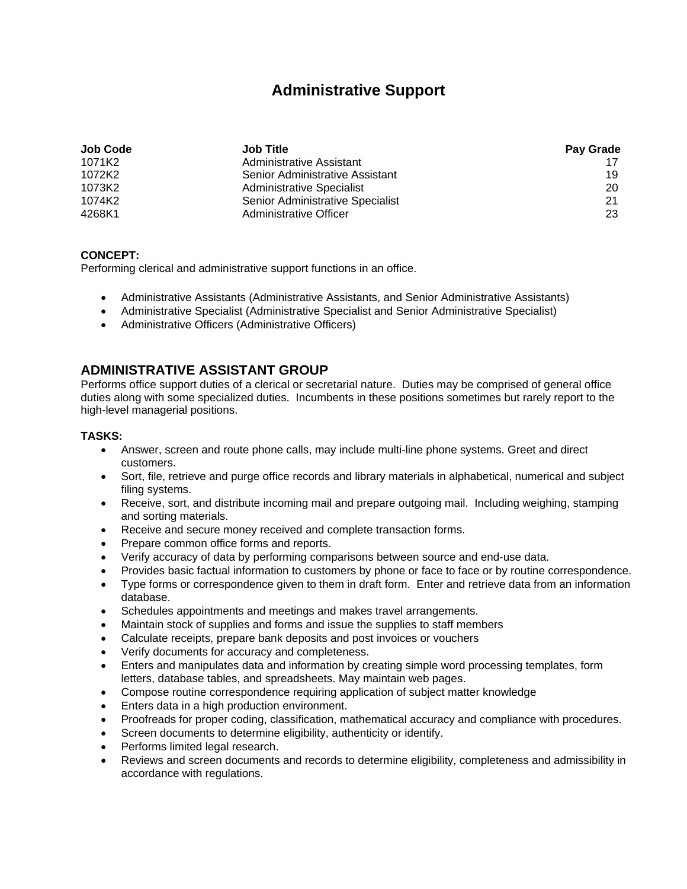# Administrative Support

| Job Code | Job Title | Pay Grade |
|---|---|---|
| 1071K2 | Administrative Assistant | 17 |
| 1072K2 | Senior Administrative Assistant | 19 |
| 1073K2 | Administrative Specialist | 20 |
| 1074K2 | Senior Administrative Specialist | 21 |
| 4268K1 | Administrative Officer | 23 |

**CONCEPT:**
Performing clerical and administrative support functions in an office.

- Administrative Assistants (Administrative Assistants, and Senior Administrative Assistants)
- Administrative Specialist (Administrative Specialist and Senior Administrative Specialist)
- Administrative Officers (Administrative Officers)

## ADMINISTRATIVE ASSISTANT GROUP

Performs office support duties of a clerical or secretarial nature. Duties may be comprised of general office duties along with some specialized duties. Incumbents in these positions sometimes but rarely report to the high-level managerial positions.

**TASKS:**

- Answer, screen and route phone calls, may include multi-line phone systems. Greet and direct customers.
- Sort, file, retrieve and purge office records and library materials in alphabetical, numerical and subject filing systems.
- Receive, sort, and distribute incoming mail and prepare outgoing mail. Including weighing, stamping and sorting materials.
- Receive and secure money received and complete transaction forms.
- Prepare common office forms and reports.
- Verify accuracy of data by performing comparisons between source and end-use data.
- Provides basic factual information to customers by phone or face to face or by routine correspondence.
- Type forms or correspondence given to them in draft form. Enter and retrieve data from an information database.
- Schedules appointments and meetings and makes travel arrangements.
- Maintain stock of supplies and forms and issue the supplies to staff members
- Calculate receipts, prepare bank deposits and post invoices or vouchers
- Verify documents for accuracy and completeness.
- Enters and manipulates data and information by creating simple word processing templates, form letters, database tables, and spreadsheets. May maintain web pages.
- Compose routine correspondence requiring application of subject matter knowledge
- Enters data in a high production environment.
- Proofreads for proper coding, classification, mathematical accuracy and compliance with procedures.
- Screen documents to determine eligibility, authenticity or identify.
- Performs limited legal research.
- Reviews and screen documents and records to determine eligibility, completeness and admissibility in accordance with regulations.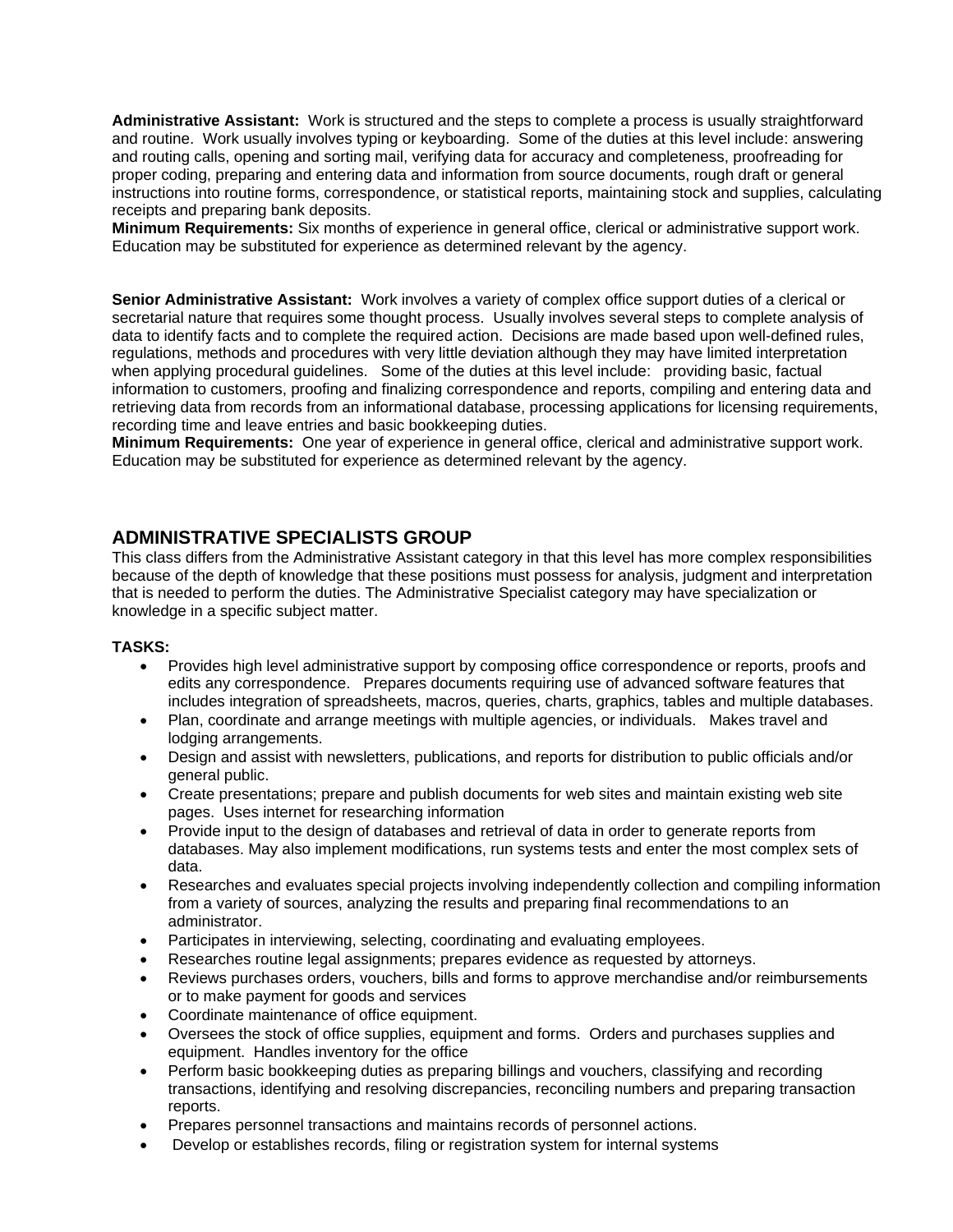**Administrative Assistant:** Work is structured and the steps to complete a process is usually straightforward and routine. Work usually involves typing or keyboarding. Some of the duties at this level include: answering and routing calls, opening and sorting mail, verifying data for accuracy and completeness, proofreading for proper coding, preparing and entering data and information from source documents, rough draft or general instructions into routine forms, correspondence, or statistical reports, maintaining stock and supplies, calculating receipts and preparing bank deposits.
**Minimum Requirements:** Six months of experience in general office, clerical or administrative support work. Education may be substituted for experience as determined relevant by the agency.

**Senior Administrative Assistant:** Work involves a variety of complex office support duties of a clerical or secretarial nature that requires some thought process. Usually involves several steps to complete analysis of data to identify facts and to complete the required action. Decisions are made based upon well-defined rules, regulations, methods and procedures with very little deviation although they may have limited interpretation when applying procedural guidelines. Some of the duties at this level include: providing basic, factual information to customers, proofing and finalizing correspondence and reports, compiling and entering data and retrieving data from records from an informational database, processing applications for licensing requirements, recording time and leave entries and basic bookkeeping duties.
**Minimum Requirements:** One year of experience in general office, clerical and administrative support work. Education may be substituted for experience as determined relevant by the agency.

## ADMINISTRATIVE SPECIALISTS GROUP

This class differs from the Administrative Assistant category in that this level has more complex responsibilities because of the depth of knowledge that these positions must possess for analysis, judgment and interpretation that is needed to perform the duties. The Administrative Specialist category may have specialization or knowledge in a specific subject matter.

**TASKS:**

- Provides high level administrative support by composing office correspondence or reports, proofs and edits any correspondence. Prepares documents requiring use of advanced software features that includes integration of spreadsheets, macros, queries, charts, graphics, tables and multiple databases.
- Plan, coordinate and arrange meetings with multiple agencies, or individuals. Makes travel and lodging arrangements.
- Design and assist with newsletters, publications, and reports for distribution to public officials and/or general public.
- Create presentations; prepare and publish documents for web sites and maintain existing web site pages. Uses internet for researching information
- Provide input to the design of databases and retrieval of data in order to generate reports from databases. May also implement modifications, run systems tests and enter the most complex sets of data.
- Researches and evaluates special projects involving independently collection and compiling information from a variety of sources, analyzing the results and preparing final recommendations to an administrator.
- Participates in interviewing, selecting, coordinating and evaluating employees.
- Researches routine legal assignments; prepares evidence as requested by attorneys.
- Reviews purchases orders, vouchers, bills and forms to approve merchandise and/or reimbursements or to make payment for goods and services
- Coordinate maintenance of office equipment.
- Oversees the stock of office supplies, equipment and forms. Orders and purchases supplies and equipment. Handles inventory for the office
- Perform basic bookkeeping duties as preparing billings and vouchers, classifying and recording transactions, identifying and resolving discrepancies, reconciling numbers and preparing transaction reports.
- Prepares personnel transactions and maintains records of personnel actions.
- Develop or establishes records, filing or registration system for internal systems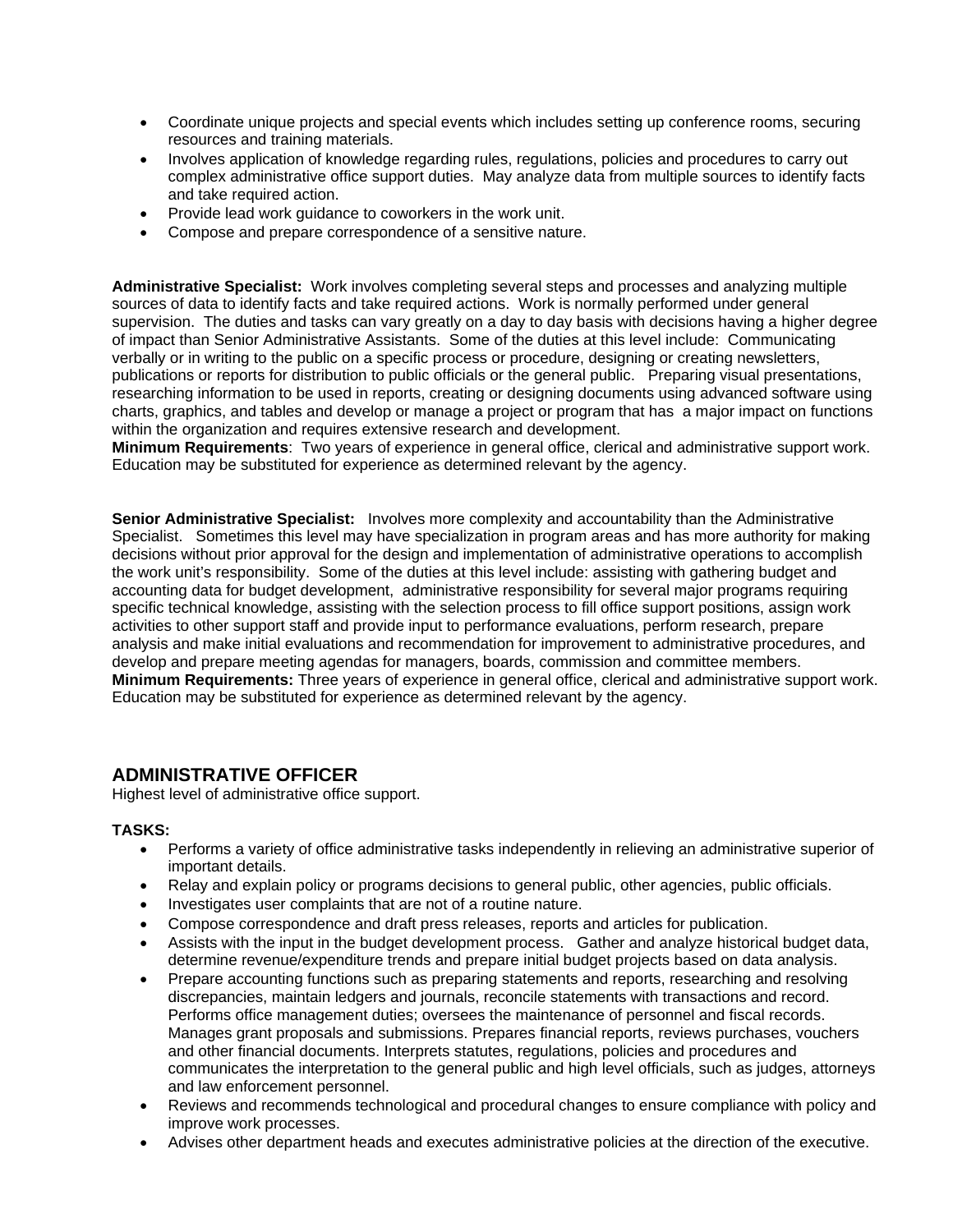- Coordinate unique projects and special events which includes setting up conference rooms, securing resources and training materials.
- Involves application of knowledge regarding rules, regulations, policies and procedures to carry out complex administrative office support duties. May analyze data from multiple sources to identify facts and take required action.
- Provide lead work guidance to coworkers in the work unit.
- Compose and prepare correspondence of a sensitive nature.

**Administrative Specialist:** Work involves completing several steps and processes and analyzing multiple sources of data to identify facts and take required actions. Work is normally performed under general supervision. The duties and tasks can vary greatly on a day to day basis with decisions having a higher degree of impact than Senior Administrative Assistants. Some of the duties at this level include: Communicating verbally or in writing to the public on a specific process or procedure, designing or creating newsletters, publications or reports for distribution to public officials or the general public. Preparing visual presentations, researching information to be used in reports, creating or designing documents using advanced software using charts, graphics, and tables and develop or manage a project or program that has a major impact on functions within the organization and requires extensive research and development.
**Minimum Requirements**: Two years of experience in general office, clerical and administrative support work. Education may be substituted for experience as determined relevant by the agency.

**Senior Administrative Specialist:** Involves more complexity and accountability than the Administrative Specialist. Sometimes this level may have specialization in program areas and has more authority for making decisions without prior approval for the design and implementation of administrative operations to accomplish the work unit's responsibility. Some of the duties at this level include: assisting with gathering budget and accounting data for budget development, administrative responsibility for several major programs requiring specific technical knowledge, assisting with the selection process to fill office support positions, assign work activities to other support staff and provide input to performance evaluations, perform research, prepare analysis and make initial evaluations and recommendation for improvement to administrative procedures, and develop and prepare meeting agendas for managers, boards, commission and committee members.
**Minimum Requirements:** Three years of experience in general office, clerical and administrative support work. Education may be substituted for experience as determined relevant by the agency.

## ADMINISTRATIVE OFFICER

Highest level of administrative office support.

**TASKS:**

- Performs a variety of office administrative tasks independently in relieving an administrative superior of important details.
- Relay and explain policy or programs decisions to general public, other agencies, public officials.
- Investigates user complaints that are not of a routine nature.
- Compose correspondence and draft press releases, reports and articles for publication.
- Assists with the input in the budget development process. Gather and analyze historical budget data, determine revenue/expenditure trends and prepare initial budget projects based on data analysis.
- Prepare accounting functions such as preparing statements and reports, researching and resolving discrepancies, maintain ledgers and journals, reconcile statements with transactions and record. Performs office management duties; oversees the maintenance of personnel and fiscal records. Manages grant proposals and submissions. Prepares financial reports, reviews purchases, vouchers and other financial documents. Interprets statutes, regulations, policies and procedures and communicates the interpretation to the general public and high level officials, such as judges, attorneys and law enforcement personnel.
- Reviews and recommends technological and procedural changes to ensure compliance with policy and improve work processes.
- Advises other department heads and executes administrative policies at the direction of the executive.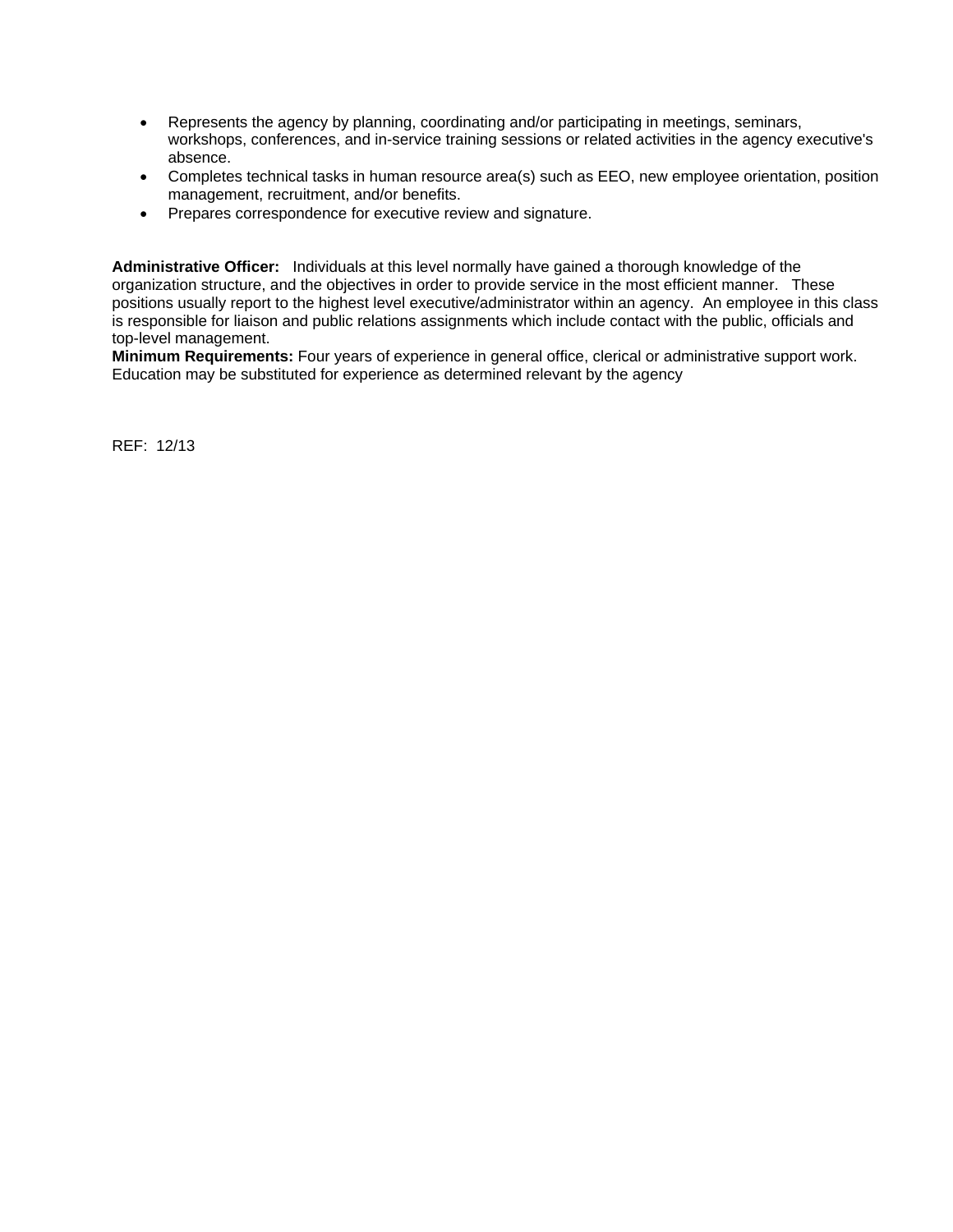- Represents the agency by planning, coordinating and/or participating in meetings, seminars, workshops, conferences, and in-service training sessions or related activities in the agency executive's absence.
- Completes technical tasks in human resource area(s) such as EEO, new employee orientation, position management, recruitment, and/or benefits.
- Prepares correspondence for executive review and signature.

**Administrative Officer:** Individuals at this level normally have gained a thorough knowledge of the organization structure, and the objectives in order to provide service in the most efficient manner. These positions usually report to the highest level executive/administrator within an agency. An employee in this class is responsible for liaison and public relations assignments which include contact with the public, officials and top-level management.

**Minimum Requirements:** Four years of experience in general office, clerical or administrative support work. Education may be substituted for experience as determined relevant by the agency

REF: 12/13